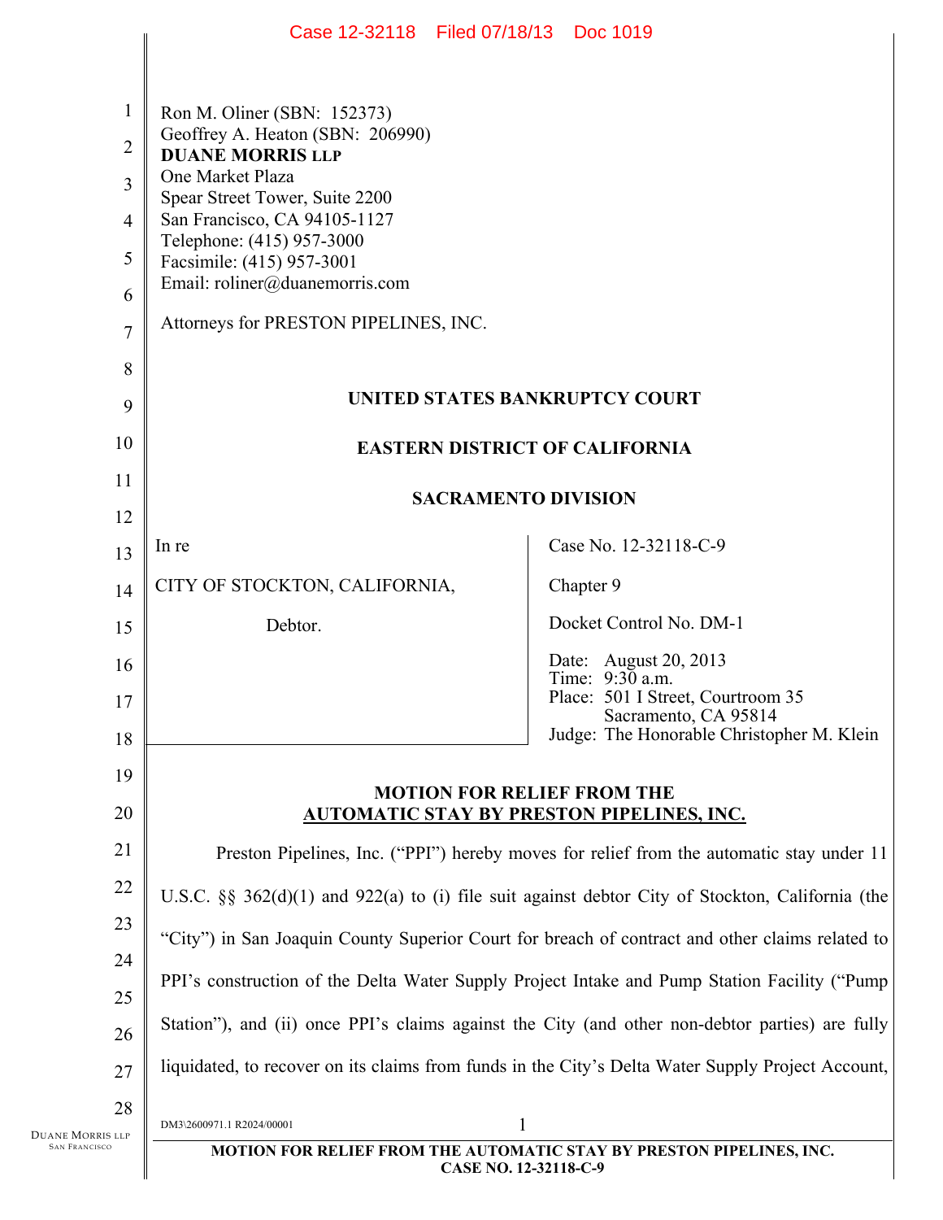Ron M. Oliner (SBN: 152373)
Geoffrey A. Heaton (SBN: 206990)
**DUANE MORRIS LLP**
One Market Plaza
Spear Street Tower, Suite 2200
San Francisco, CA 94105-1127
Telephone: (415) 957-3000
Facsimile: (415) 957-3001
Email: roliner@duanemorris.com

Attorneys for PRESTON PIPELINES, INC.

**UNITED STATES BANKRUPTCY COURT**

**EASTERN DISTRICT OF CALIFORNIA**

**SACRAMENTO DIVISION**

| | |
|---|---|
| In re<br><br>CITY OF STOCKTON, CALIFORNIA,<br><br>Debtor. | Case No. 12-32118-C-9<br><br>Chapter 9<br><br>Docket Control No. DM-1<br><br>Date: August 20, 2013<br>Time: 9:30 a.m.<br>Place: 501 I Street, Courtroom 35<br>Sacramento, CA 95814<br>Judge: The Honorable Christopher M. Klein |

**MOTION FOR RELIEF FROM THE AUTOMATIC STAY BY PRESTON PIPELINES, INC.**

Preston Pipelines, Inc. ("PPI") hereby moves for relief from the automatic stay under 11 U.S.C. §§ 362(d)(1) and 922(a) to (i) file suit against debtor City of Stockton, California (the "City") in San Joaquin County Superior Court for breach of contract and other claims related to PPI's construction of the Delta Water Supply Project Intake and Pump Station Facility ("Pump Station"), and (ii) once PPI's claims against the City (and other non-debtor parties) are fully liquidated, to recover on its claims from funds in the City's Delta Water Supply Project Account,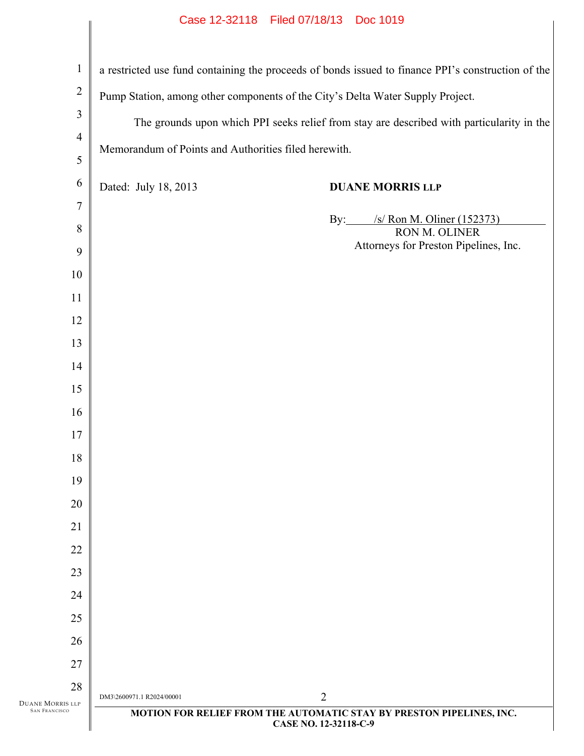a restricted use fund containing the proceeds of bonds issued to finance PPI's construction of the Pump Station, among other components of the City's Delta Water Supply Project.

The grounds upon which PPI seeks relief from stay are described with particularity in the Memorandum of Points and Authorities filed herewith.

Dated: July 18, 2013

**DUANE MORRIS LLP**

By: /s/ Ron M. Oliner (152373)
RON M. OLINER
Attorneys for Preston Pipelines, Inc.